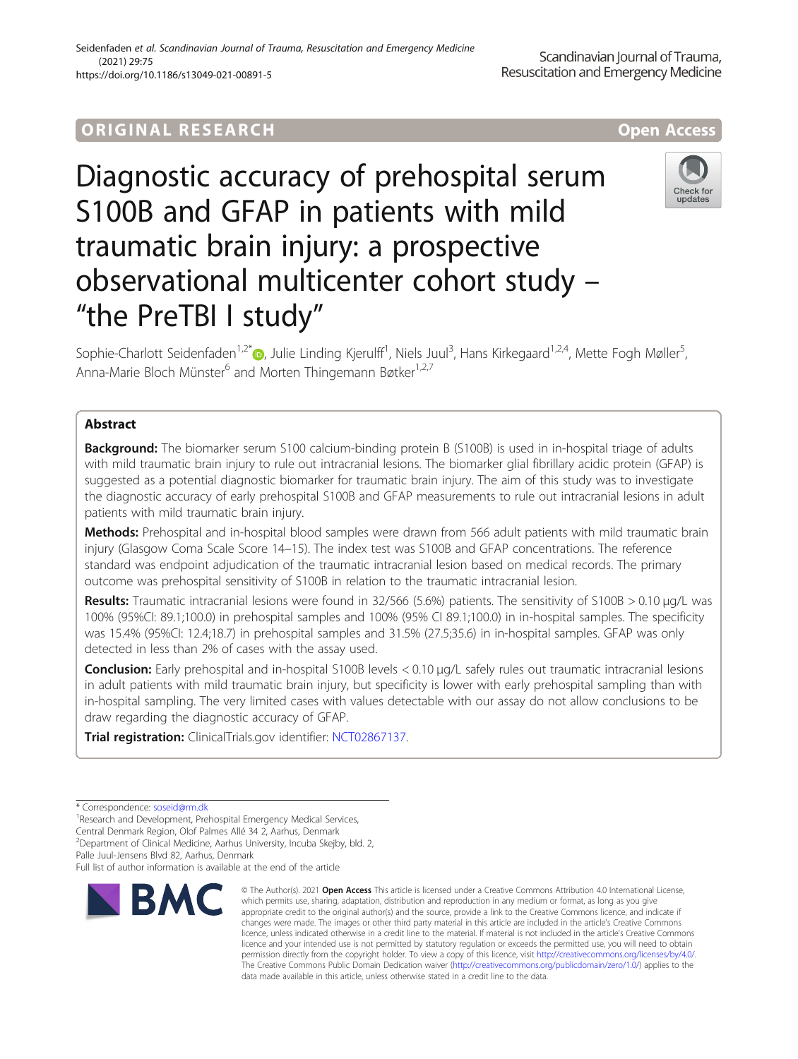ORIGINAL RESEARCH

Open Access

# Diagnostic accuracy of prehospital serum S100B and GFAP in patients with mild traumatic brain injury: a prospective observational multicenter cohort study – "the PreTBI I study"

Sophie-Charlott Seidenfaden[1,2*], Julie Linding Kjerulff[1], Niels Juul[3], Hans Kirkegaard[1,2,4], Mette Fogh Møller[5], Anna-Marie Bloch Münster[6] and Morten Thingemann Bøtker[1,2,7]

## Abstract

**Background:** The biomarker serum S100 calcium-binding protein B (S100B) is used in in-hospital triage of adults with mild traumatic brain injury to rule out intracranial lesions. The biomarker glial fibrillary acidic protein (GFAP) is suggested as a potential diagnostic biomarker for traumatic brain injury. The aim of this study was to investigate the diagnostic accuracy of early prehospital S100B and GFAP measurements to rule out intracranial lesions in adult patients with mild traumatic brain injury.

**Methods:** Prehospital and in-hospital blood samples were drawn from 566 adult patients with mild traumatic brain injury (Glasgow Coma Scale Score 14–15). The index test was S100B and GFAP concentrations. The reference standard was endpoint adjudication of the traumatic intracranial lesion based on medical records. The primary outcome was prehospital sensitivity of S100B in relation to the traumatic intracranial lesion.

**Results:** Traumatic intracranial lesions were found in 32/566 (5.6%) patients. The sensitivity of S100B > 0.10 μg/L was 100% (95%CI: 89.1;100.0) in prehospital samples and 100% (95% CI 89.1;100.0) in in-hospital samples. The specificity was 15.4% (95%CI: 12.4;18.7) in prehospital samples and 31.5% (27.5;35.6) in in-hospital samples. GFAP was only detected in less than 2% of cases with the assay used.

**Conclusion:** Early prehospital and in-hospital S100B levels < 0.10 μg/L safely rules out traumatic intracranial lesions in adult patients with mild traumatic brain injury, but specificity is lower with early prehospital sampling than with in-hospital sampling. The very limited cases with values detectable with our assay do not allow conclusions to be draw regarding the diagnostic accuracy of GFAP.

**Trial registration:** ClinicalTrials.gov identifier: NCT02867137.

---

* Correspondence: soseid@rm.dk

[1]Research and Development, Prehospital Emergency Medical Services, Central Denmark Region, Olof Palmes Allé 34 2, Aarhus, Denmark

[2]Department of Clinical Medicine, Aarhus University, Incuba Skejby, bld. 2, Palle Juul-Jensens Blvd 82, Aarhus, Denmark

Full list of author information is available at the end of the article

© The Author(s). 2021 **Open Access** This article is licensed under a Creative Commons Attribution 4.0 International License, which permits use, sharing, adaptation, distribution and reproduction in any medium or format, as long as you give appropriate credit to the original author(s) and the source, provide a link to the Creative Commons licence, and indicate if changes were made. The images or other third party material in this article are included in the article's Creative Commons licence, unless indicated otherwise in a credit line to the material. If material is not included in the article's Creative Commons licence and your intended use is not permitted by statutory regulation or exceeds the permitted use, you will need to obtain permission directly from the copyright holder. To view a copy of this licence, visit http://creativecommons.org/licenses/by/4.0/. The Creative Commons Public Domain Dedication waiver (http://creativecommons.org/publicdomain/zero/1.0/) applies to the data made available in this article, unless otherwise stated in a credit line to the data.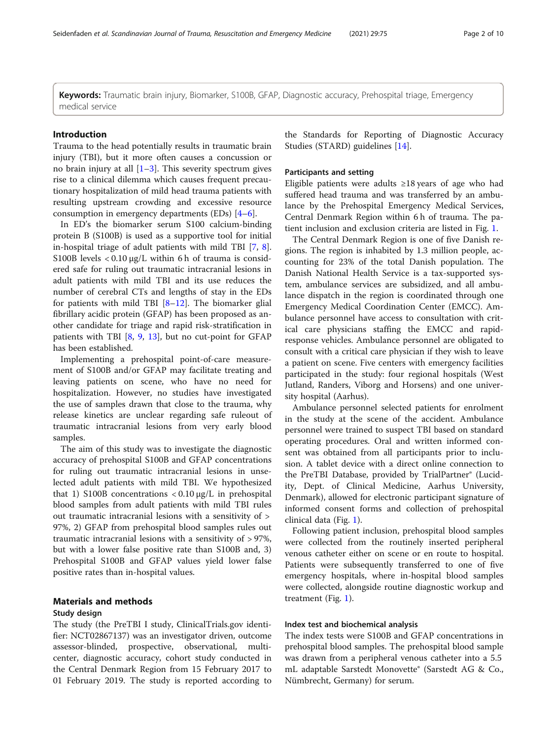**Keywords:** Traumatic brain injury, Biomarker, S100B, GFAP, Diagnostic accuracy, Prehospital triage, Emergency medical service

## Introduction

Trauma to the head potentially results in traumatic brain injury (TBI), but it more often causes a concussion or no brain injury at all [1–3]. This severity spectrum gives rise to a clinical dilemma which causes frequent precautionary hospitalization of mild head trauma patients with resulting upstream crowding and excessive resource consumption in emergency departments (EDs) [4–6].

In ED's the biomarker serum S100 calcium-binding protein B (S100B) is used as a supportive tool for initial in-hospital triage of adult patients with mild TBI [7, 8]. S100B levels < 0.10 μg/L within 6 h of trauma is considered safe for ruling out traumatic intracranial lesions in adult patients with mild TBI and its use reduces the number of cerebral CTs and lengths of stay in the EDs for patients with mild TBI [8–12]. The biomarker glial fibrillary acidic protein (GFAP) has been proposed as another candidate for triage and rapid risk-stratification in patients with TBI [8, 9, 13], but no cut-point for GFAP has been established.

Implementing a prehospital point-of-care measurement of S100B and/or GFAP may facilitate treating and leaving patients on scene, who have no need for hospitalization. However, no studies have investigated the use of samples drawn that close to the trauma, why release kinetics are unclear regarding safe ruleout of traumatic intracranial lesions from very early blood samples.

The aim of this study was to investigate the diagnostic accuracy of prehospital S100B and GFAP concentrations for ruling out traumatic intracranial lesions in unselected adult patients with mild TBI. We hypothesized that 1) S100B concentrations < 0.10 μg/L in prehospital blood samples from adult patients with mild TBI rules out traumatic intracranial lesions with a sensitivity of > 97%, 2) GFAP from prehospital blood samples rules out traumatic intracranial lesions with a sensitivity of > 97%, but with a lower false positive rate than S100B and, 3) Prehospital S100B and GFAP values yield lower false positive rates than in-hospital values.

## Materials and methods

### Study design

The study (the PreTBI I study, ClinicalTrials.gov identifier: NCT02867137) was an investigator driven, outcome assessor-blinded, prospective, observational, multicenter, diagnostic accuracy, cohort study conducted in the Central Denmark Region from 15 February 2017 to 01 February 2019. The study is reported according to the Standards for Reporting of Diagnostic Accuracy Studies (STARD) guidelines [14].

### Participants and setting

Eligible patients were adults ≥18 years of age who had suffered head trauma and was transferred by an ambulance by the Prehospital Emergency Medical Services, Central Denmark Region within 6 h of trauma. The patient inclusion and exclusion criteria are listed in Fig. 1.

The Central Denmark Region is one of five Danish regions. The region is inhabited by 1.3 million people, accounting for 23% of the total Danish population. The Danish National Health Service is a tax-supported system, ambulance services are subsidized, and all ambulance dispatch in the region is coordinated through one Emergency Medical Coordination Center (EMCC). Ambulance personnel have access to consultation with critical care physicians staffing the EMCC and rapid-response vehicles. Ambulance personnel are obligated to consult with a critical care physician if they wish to leave a patient on scene. Five centers with emergency facilities participated in the study: four regional hospitals (West Jutland, Randers, Viborg and Horsens) and one university hospital (Aarhus).

Ambulance personnel selected patients for enrolment in the study at the scene of the accident. Ambulance personnel were trained to suspect TBI based on standard operating procedures. Oral and written informed consent was obtained from all participants prior to inclusion. A tablet device with a direct online connection to the PreTBI Database, provided by TrialPartner® (Lucidity, Dept. of Clinical Medicine, Aarhus University, Denmark), allowed for electronic participant signature of informed consent forms and collection of prehospital clinical data (Fig. 1).

Following patient inclusion, prehospital blood samples were collected from the routinely inserted peripheral venous catheter either on scene or en route to hospital. Patients were subsequently transferred to one of five emergency hospitals, where in-hospital blood samples were collected, alongside routine diagnostic workup and treatment (Fig. 1).

### Index test and biochemical analysis

The index tests were S100B and GFAP concentrations in prehospital blood samples. The prehospital blood sample was drawn from a peripheral venous catheter into a 5.5 mL adaptable Sarstedt Monovette® (Sarstedt AG & Co., Nümbrecht, Germany) for serum.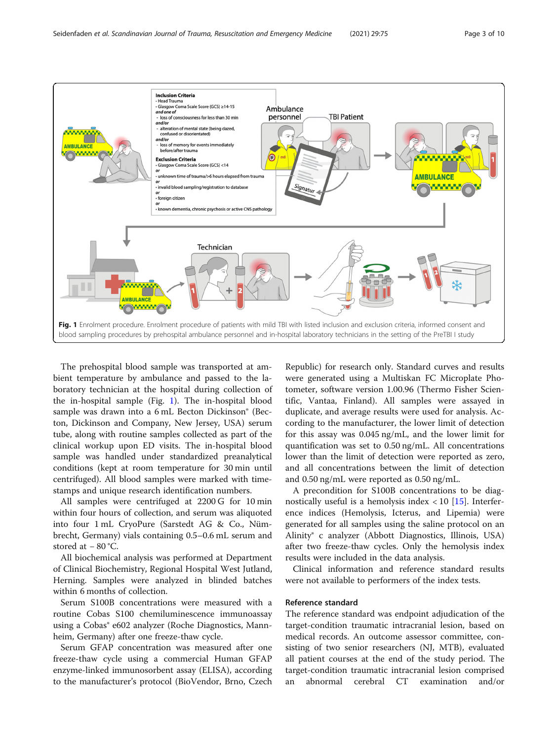**Fig. 1** Enrolment procedure. Enrolment procedure of patients with mild TBI with listed inclusion and exclusion criteria, informed consent and blood sampling procedures by prehospital ambulance personnel and in-hospital laboratory technicians in the setting of the PreTBI I study

The prehospital blood sample was transported at ambient temperature by ambulance and passed to the laboratory technician at the hospital during collection of the in-hospital sample (Fig. 1). The in-hospital blood sample was drawn into a 6 mL Becton Dickinson® (Becton, Dickinson and Company, New Jersey, USA) serum tube, along with routine samples collected as part of the clinical workup upon ED visits. The in-hospital blood sample was handled under standardized preanalytical conditions (kept at room temperature for 30 min until centrifuged). All blood samples were marked with time-stamps and unique research identification numbers.

All samples were centrifuged at 2200 G for 10 min within four hours of collection, and serum was aliquoted into four 1 mL CryoPure (Sarstedt AG & Co., Nümbrecht, Germany) vials containing 0.5–0.6 mL serum and stored at − 80 °C.

All biochemical analysis was performed at Department of Clinical Biochemistry, Regional Hospital West Jutland, Herning. Samples were analyzed in blinded batches within 6 months of collection.

Serum S100B concentrations were measured with a routine Cobas S100 chemiluminescence immunoassay using a Cobas® e602 analyzer (Roche Diagnostics, Mannheim, Germany) after one freeze-thaw cycle.

Serum GFAP concentration was measured after one freeze-thaw cycle using a commercial Human GFAP enzyme-linked immunosorbent assay (ELISA), according to the manufacturer's protocol (BioVendor, Brno, Czech Republic) for research only. Standard curves and results were generated using a Multiskan FC Microplate Photometer, software version 1.00.96 (Thermo Fisher Scientific, Vantaa, Finland). All samples were assayed in duplicate, and average results were used for analysis. According to the manufacturer, the lower limit of detection for this assay was 0.045 ng/mL, and the lower limit for quantification was set to 0.50 ng/mL. All concentrations lower than the limit of detection were reported as zero, and all concentrations between the limit of detection and 0.50 ng/mL were reported as 0.50 ng/mL.

A precondition for S100B concentrations to be diagnostically useful is a hemolysis index < 10 [15]. Interference indices (Hemolysis, Icterus, and Lipemia) were generated for all samples using the saline protocol on an Alinity® c analyzer (Abbott Diagnostics, Illinois, USA) after two freeze-thaw cycles. Only the hemolysis index results were included in the data analysis.

Clinical information and reference standard results were not available to performers of the index tests.

### Reference standard

The reference standard was endpoint adjudication of the target-condition traumatic intracranial lesion, based on medical records. An outcome assessor committee, consisting of two senior researchers (NJ, MTB), evaluated all patient courses at the end of the study period. The target-condition traumatic intracranial lesion comprised an abnormal cerebral CT examination and/or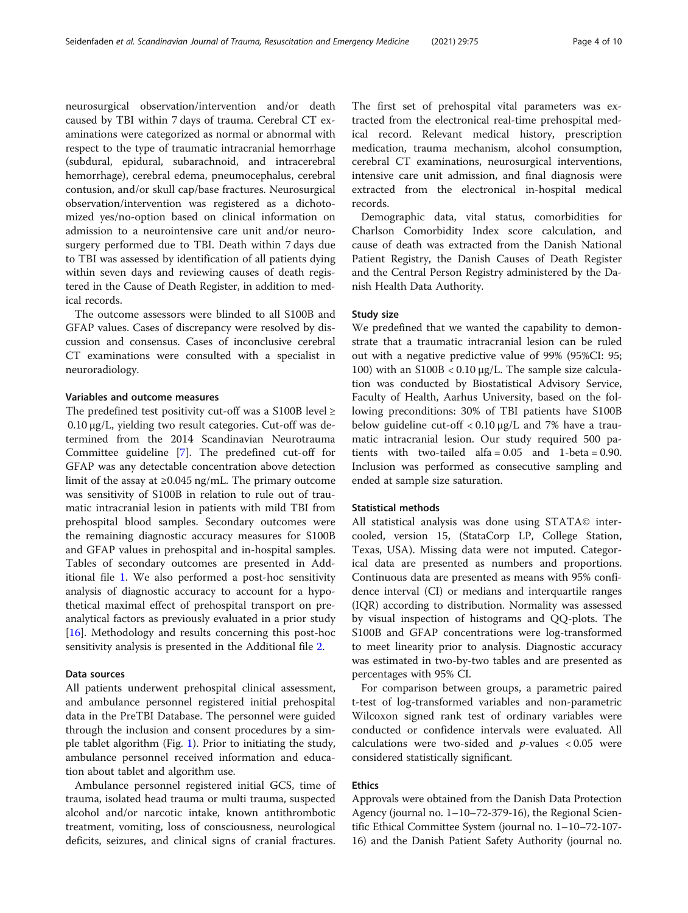neurosurgical observation/intervention and/or death caused by TBI within 7 days of trauma. Cerebral CT examinations were categorized as normal or abnormal with respect to the type of traumatic intracranial hemorrhage (subdural, epidural, subarachnoid, and intracerebral hemorrhage), cerebral edema, pneumocephalus, cerebral contusion, and/or skull cap/base fractures. Neurosurgical observation/intervention was registered as a dichotomized yes/no-option based on clinical information on admission to a neurointensive care unit and/or neurosurgery performed due to TBI. Death within 7 days due to TBI was assessed by identification of all patients dying within seven days and reviewing causes of death registered in the Cause of Death Register, in addition to medical records.

The outcome assessors were blinded to all S100B and GFAP values. Cases of discrepancy were resolved by discussion and consensus. Cases of inconclusive cerebral CT examinations were consulted with a specialist in neuroradiology.

### Variables and outcome measures

The predefined test positivity cut-off was a S100B level ≥ 0.10 μg/L, yielding two result categories. Cut-off was determined from the 2014 Scandinavian Neurotrauma Committee guideline [7]. The predefined cut-off for GFAP was any detectable concentration above detection limit of the assay at ≥0.045 ng/mL. The primary outcome was sensitivity of S100B in relation to rule out of traumatic intracranial lesion in patients with mild TBI from prehospital blood samples. Secondary outcomes were the remaining diagnostic accuracy measures for S100B and GFAP values in prehospital and in-hospital samples. Tables of secondary outcomes are presented in Additional file 1. We also performed a post-hoc sensitivity analysis of diagnostic accuracy to account for a hypothetical maximal effect of prehospital transport on preanalytical factors as previously evaluated in a prior study [16]. Methodology and results concerning this post-hoc sensitivity analysis is presented in the Additional file 2.

### Data sources

All patients underwent prehospital clinical assessment, and ambulance personnel registered initial prehospital data in the PreTBI Database. The personnel were guided through the inclusion and consent procedures by a simple tablet algorithm (Fig. 1). Prior to initiating the study, ambulance personnel received information and education about tablet and algorithm use.

Ambulance personnel registered initial GCS, time of trauma, isolated head trauma or multi trauma, suspected alcohol and/or narcotic intake, known antithrombotic treatment, vomiting, loss of consciousness, neurological deficits, seizures, and clinical signs of cranial fractures. The first set of prehospital vital parameters was extracted from the electronical real-time prehospital medical record. Relevant medical history, prescription medication, trauma mechanism, alcohol consumption, cerebral CT examinations, neurosurgical interventions, intensive care unit admission, and final diagnosis were extracted from the electronical in-hospital medical records.

Demographic data, vital status, comorbidities for Charlson Comorbidity Index score calculation, and cause of death was extracted from the Danish National Patient Registry, the Danish Causes of Death Register and the Central Person Registry administered by the Danish Health Data Authority.

### Study size

We predefined that we wanted the capability to demonstrate that a traumatic intracranial lesion can be ruled out with a negative predictive value of 99% (95%CI: 95; 100) with an S100B < 0.10 μg/L. The sample size calculation was conducted by Biostatistical Advisory Service, Faculty of Health, Aarhus University, based on the following preconditions: 30% of TBI patients have S100B below guideline cut-off < 0.10 μg/L and 7% have a traumatic intracranial lesion. Our study required 500 patients with two-tailed alfa = 0.05 and 1-beta = 0.90. Inclusion was performed as consecutive sampling and ended at sample size saturation.

### Statistical methods

All statistical analysis was done using STATA© intercooled, version 15, (StataCorp LP, College Station, Texas, USA). Missing data were not imputed. Categorical data are presented as numbers and proportions. Continuous data are presented as means with 95% confidence interval (CI) or medians and interquartile ranges (IQR) according to distribution. Normality was assessed by visual inspection of histograms and QQ-plots. The S100B and GFAP concentrations were log-transformed to meet linearity prior to analysis. Diagnostic accuracy was estimated in two-by-two tables and are presented as percentages with 95% CI.

For comparison between groups, a parametric paired t-test of log-transformed variables and non-parametric Wilcoxon signed rank test of ordinary variables were conducted or confidence intervals were evaluated. All calculations were two-sided and $p$-values < 0.05 were considered statistically significant.

### Ethics

Approvals were obtained from the Danish Data Protection Agency (journal no. 1–10–72-379-16), the Regional Scientific Ethical Committee System (journal no. 1–10–72-107-16) and the Danish Patient Safety Authority (journal no.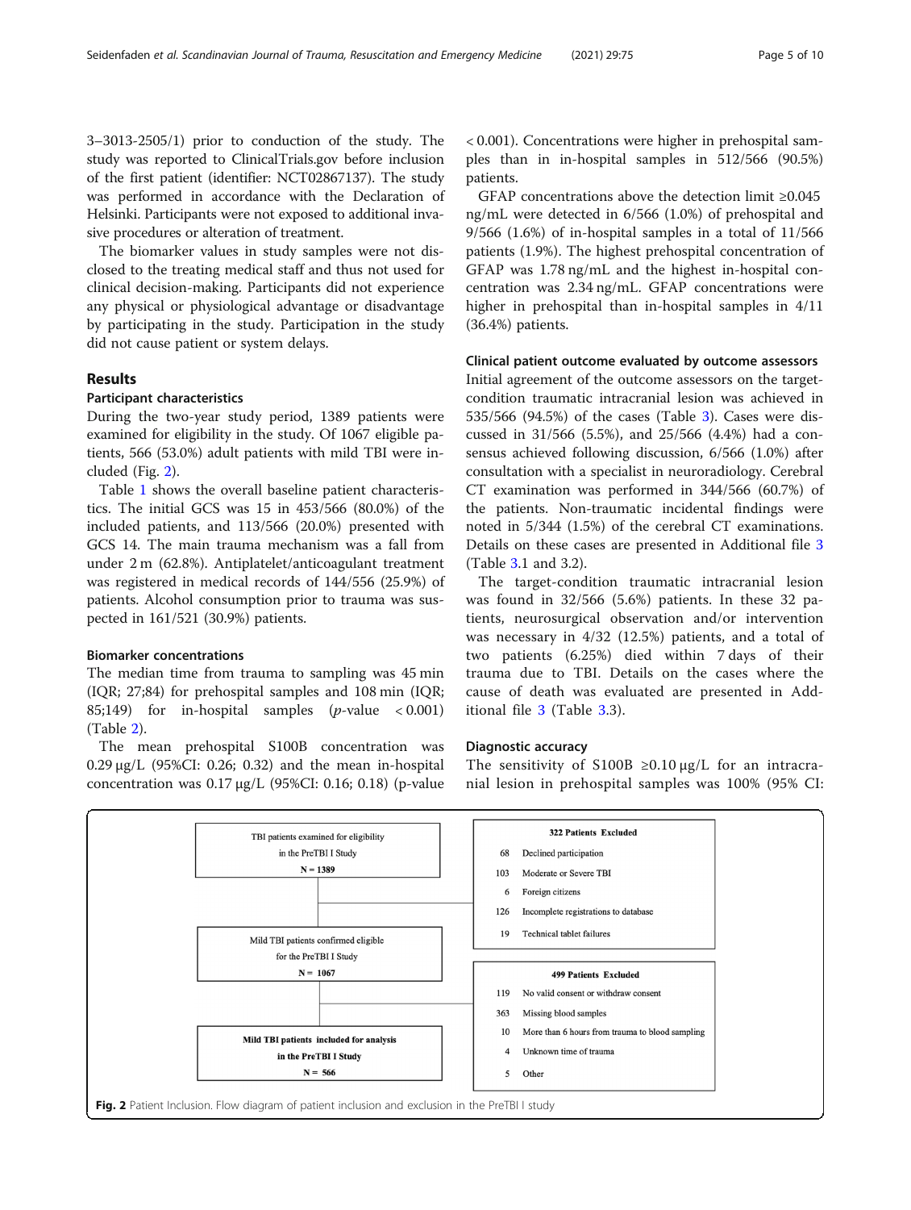3–3013-2505/1) prior to conduction of the study. The study was reported to ClinicalTrials.gov before inclusion of the first patient (identifier: NCT02867137). The study was performed in accordance with the Declaration of Helsinki. Participants were not exposed to additional invasive procedures or alteration of treatment.

The biomarker values in study samples were not disclosed to the treating medical staff and thus not used for clinical decision-making. Participants did not experience any physical or physiological advantage or disadvantage by participating in the study. Participation in the study did not cause patient or system delays.

## Results

### Participant characteristics

During the two-year study period, 1389 patients were examined for eligibility in the study. Of 1067 eligible patients, 566 (53.0%) adult patients with mild TBI were included (Fig. 2).

Table 1 shows the overall baseline patient characteristics. The initial GCS was 15 in 453/566 (80.0%) of the included patients, and 113/566 (20.0%) presented with GCS 14. The main trauma mechanism was a fall from under 2 m (62.8%). Antiplatelet/anticoagulant treatment was registered in medical records of 144/556 (25.9%) of patients. Alcohol consumption prior to trauma was suspected in 161/521 (30.9%) patients.

### Biomarker concentrations

The median time from trauma to sampling was 45 min (IQR; 27;84) for prehospital samples and 108 min (IQR; 85;149) for in-hospital samples (*p*-value < 0.001) (Table 2).

The mean prehospital S100B concentration was 0.29 μg/L (95%CI: 0.26; 0.32) and the mean in-hospital concentration was 0.17 μg/L (95%CI: 0.16; 0.18) (p-value < 0.001). Concentrations were higher in prehospital samples than in in-hospital samples in 512/566 (90.5%) patients.

GFAP concentrations above the detection limit ≥0.045 ng/mL were detected in 6/566 (1.0%) of prehospital and 9/566 (1.6%) of in-hospital samples in a total of 11/566 patients (1.9%). The highest prehospital concentration of GFAP was 1.78 ng/mL and the highest in-hospital concentration was 2.34 ng/mL. GFAP concentrations were higher in prehospital than in-hospital samples in 4/11 (36.4%) patients.

### Clinical patient outcome evaluated by outcome assessors

Initial agreement of the outcome assessors on the target-condition traumatic intracranial lesion was achieved in 535/566 (94.5%) of the cases (Table 3). Cases were discussed in 31/566 (5.5%), and 25/566 (4.4%) had a consensus achieved following discussion, 6/566 (1.0%) after consultation with a specialist in neuroradiology. Cerebral CT examination was performed in 344/566 (60.7%) of the patients. Non-traumatic incidental findings were noted in 5/344 (1.5%) of the cerebral CT examinations. Details on these cases are presented in Additional file 3 (Table 3.1 and 3.2).

The target-condition traumatic intracranial lesion was found in 32/566 (5.6%) patients. In these 32 patients, neurosurgical observation and/or intervention was necessary in 4/32 (12.5%) patients, and a total of two patients (6.25%) died within 7 days of their trauma due to TBI. Details on the cases where the cause of death was evaluated are presented in Additional file 3 (Table 3.3).

### Diagnostic accuracy

The sensitivity of S100B ≥0.10 μg/L for an intracranial lesion in prehospital samples was 100% (95% CI:

| Patient flow | Exclusions |
|---|---|
| TBI patients examined for eligibility in the PreTBI I Study N = 1389 | **322 Patients Excluded**<br>68 Declined participation<br>103 Moderate or Severe TBI<br>6 Foreign citizens<br>126 Incomplete registrations to database<br>19 Technical tablet failures |
| Mild TBI patients confirmed eligible for the PreTBI I Study N = 1067 | **499 Patients Excluded**<br>119 No valid consent or withdraw consent<br>363 Missing blood samples<br>10 More than 6 hours from trauma to blood sampling<br>4 Unknown time of trauma<br>5 Other |
| **Mild TBI patients included for analysis in the PreTBI I Study N = 566** | |

**Fig. 2** Patient Inclusion. Flow diagram of patient inclusion and exclusion in the PreTBI I study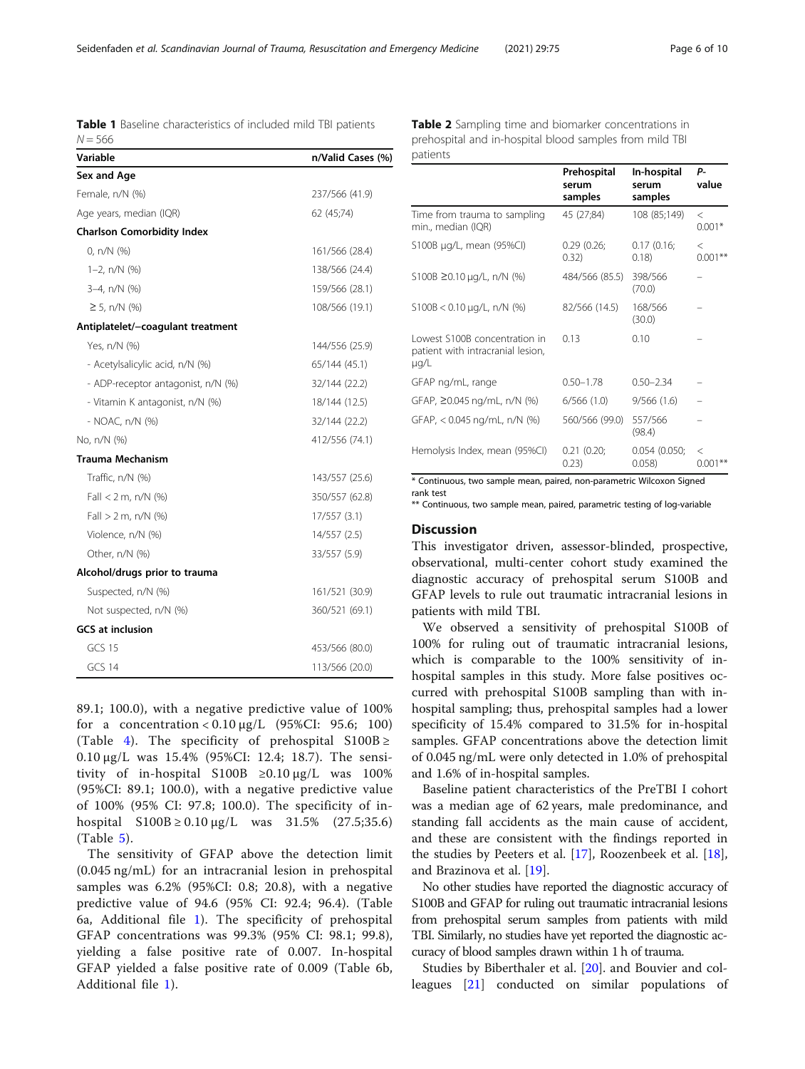**Table 1** Baseline characteristics of included mild TBI patients $N = 566$

| Variable | n/Valid Cases (%) |
|---|---|
| **Sex and Age** | |
| Female, n/N (%) | 237/566 (41.9) |
| Age years, median (IQR) | 62 (45;74) |
| **Charlson Comorbidity Index** | |
| 0, n/N (%) | 161/566 (28.4) |
| 1–2, n/N (%) | 138/566 (24.4) |
| 3–4, n/N (%) | 159/566 (28.1) |
| ≥ 5, n/N (%) | 108/566 (19.1) |
| **Antiplatelet/−coagulant treatment** | |
| Yes, n/N (%) | 144/556 (25.9) |
| - Acetylsalicylic acid, n/N (%) | 65/144 (45.1) |
| - ADP-receptor antagonist, n/N (%) | 32/144 (22.2) |
| - Vitamin K antagonist, n/N (%) | 18/144 (12.5) |
| - NOAC, n/N (%) | 32/144 (22.2) |
| No, n/N (%) | 412/556 (74.1) |
| **Trauma Mechanism** | |
| Traffic, n/N (%) | 143/557 (25.6) |
| Fall < 2 m, n/N (%) | 350/557 (62.8) |
| Fall > 2 m, n/N (%) | 17/557 (3.1) |
| Violence, n/N (%) | 14/557 (2.5) |
| Other, n/N (%) | 33/557 (5.9) |
| **Alcohol/drugs prior to trauma** | |
| Suspected, n/N (%) | 161/521 (30.9) |
| Not suspected, n/N (%) | 360/521 (69.1) |
| **GCS at inclusion** | |
| GCS 15 | 453/566 (80.0) |
| GCS 14 | 113/566 (20.0) |

89.1; 100.0), with a negative predictive value of 100% for a concentration < 0.10 μg/L (95%CI: 95.6; 100) (Table 4). The specificity of prehospital S100B ≥ 0.10 μg/L was 15.4% (95%CI: 12.4; 18.7). The sensitivity of in-hospital S100B ≥0.10 μg/L was 100% (95%CI: 89.1; 100.0), with a negative predictive value of 100% (95% CI: 97.8; 100.0). The specificity of in-hospital S100B ≥ 0.10 μg/L was 31.5% (27.5;35.6) (Table 5).

The sensitivity of GFAP above the detection limit (0.045 ng/mL) for an intracranial lesion in prehospital samples was 6.2% (95%CI: 0.8; 20.8), with a negative predictive value of 94.6 (95% CI: 92.4; 96.4). (Table 6a, Additional file 1). The specificity of prehospital GFAP concentrations was 99.3% (95% CI: 98.1; 99.8), yielding a false positive rate of 0.007. In-hospital GFAP yielded a false positive rate of 0.009 (Table 6b, Additional file 1).

**Table 2** Sampling time and biomarker concentrations in prehospital and in-hospital blood samples from mild TBI patients

| | Prehospital serum samples | In-hospital serum samples | P-value |
|---|---|---|---|
| Time from trauma to sampling min., median (IQR) | 45 (27;84) | 108 (85;149) | < 0.001* |
| S100B μg/L, mean (95%CI) | 0.29 (0.26; 0.32) | 0.17 (0.16; 0.18) | < 0.001** |
| S100B ≥0.10 μg/L, n/N (%) | 484/566 (85.5) | 398/566 (70.0) | – |
| S100B < 0.10 μg/L, n/N (%) | 82/566 (14.5) | 168/566 (30.0) | – |
| Lowest S100B concentration in patient with intracranial lesion, μg/L | 0.13 | 0.10 | – |
| GFAP ng/mL, range | 0.50–1.78 | 0.50–2.34 | – |
| GFAP, ≥0.045 ng/mL, n/N (%) | 6/566 (1.0) | 9/566 (1.6) | – |
| GFAP, < 0.045 ng/mL, n/N (%) | 560/566 (99.0) | 557/566 (98.4) | – |
| Hemolysis Index, mean (95%CI) | 0.21 (0.20; 0.23) | 0.054 (0.050; 0.058) | < 0.001** |

\* Continuous, two sample mean, paired, non-parametric Wilcoxon Signed rank test
\*\* Continuous, two sample mean, paired, parametric testing of log-variable

## Discussion

This investigator driven, assessor-blinded, prospective, observational, multi-center cohort study examined the diagnostic accuracy of prehospital serum S100B and GFAP levels to rule out traumatic intracranial lesions in patients with mild TBI.

We observed a sensitivity of prehospital S100B of 100% for ruling out of traumatic intracranial lesions, which is comparable to the 100% sensitivity of in-hospital samples in this study. More false positives occurred with prehospital S100B sampling than with in-hospital sampling; thus, prehospital samples had a lower specificity of 15.4% compared to 31.5% for in-hospital samples. GFAP concentrations above the detection limit of 0.045 ng/mL were only detected in 1.0% of prehospital and 1.6% of in-hospital samples.

Baseline patient characteristics of the PreTBI I cohort was a median age of 62 years, male predominance, and standing fall accidents as the main cause of accident, and these are consistent with the findings reported in the studies by Peeters et al. [17], Roozenbeek et al. [18], and Brazinova et al. [19].

No other studies have reported the diagnostic accuracy of S100B and GFAP for ruling out traumatic intracranial lesions from prehospital serum samples from patients with mild TBI. Similarly, no studies have yet reported the diagnostic accuracy of blood samples drawn within 1 h of trauma.

Studies by Biberthaler et al. [20]. and Bouvier and colleagues [21] conducted on similar populations of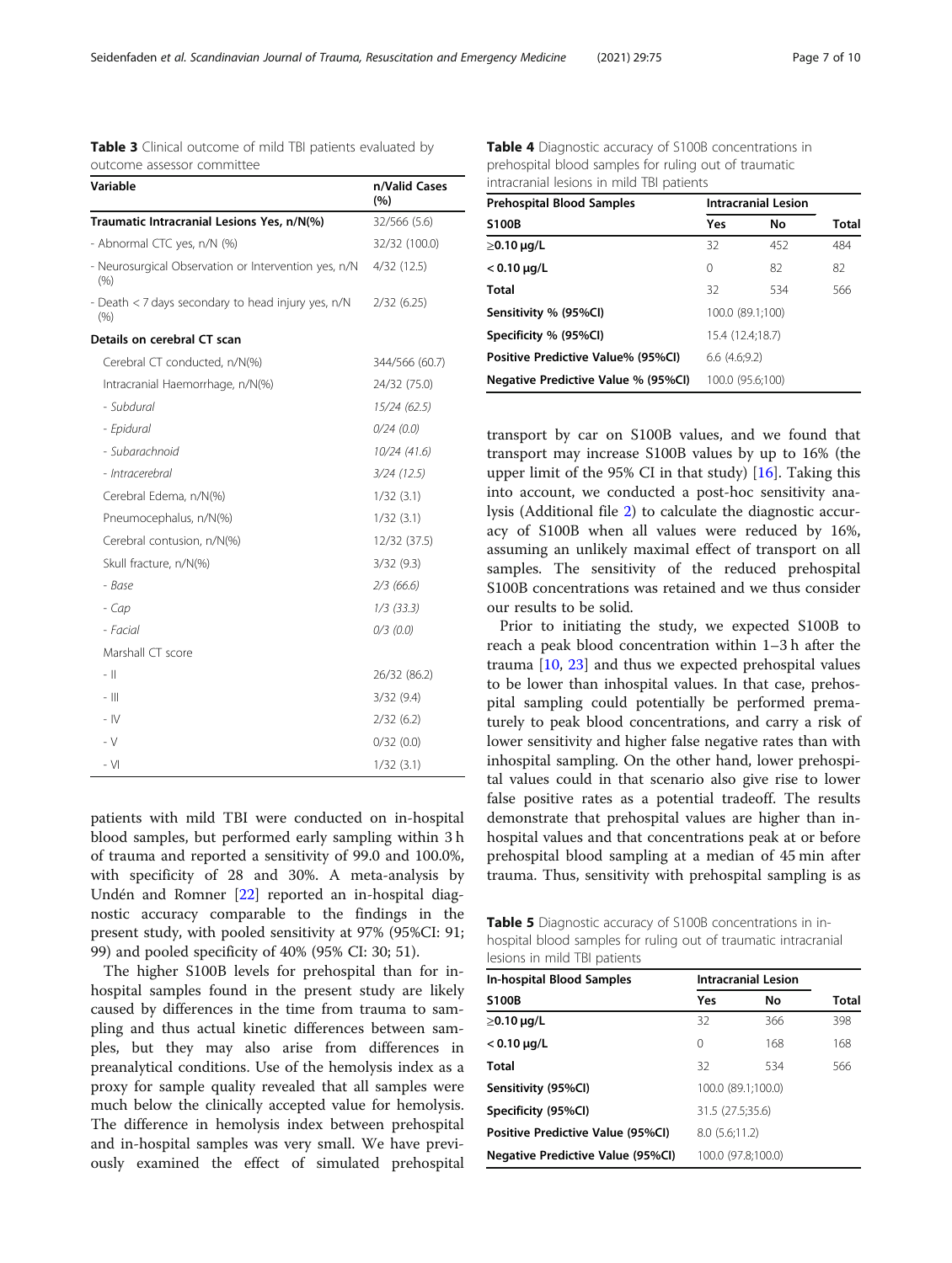**Table 3** Clinical outcome of mild TBI patients evaluated by outcome assessor committee

| Variable | n/Valid Cases (%) |
|---|---|
| **Traumatic Intracranial Lesions Yes, n/N(%)** | 32/566 (5.6) |
| - Abnormal CTC yes, n/N (%) | 32/32 (100.0) |
| - Neurosurgical Observation or Intervention yes, n/N (%) | 4/32 (12.5) |
| - Death < 7 days secondary to head injury yes, n/N (%) | 2/32 (6.25) |
| **Details on cerebral CT scan** | |
| Cerebral CT conducted, n/N(%) | 344/566 (60.7) |
| Intracranial Haemorrhage, n/N(%) | 24/32 (75.0) |
| *- Subdural* | *15/24 (62.5)* |
| *- Epidural* | *0/24 (0.0)* |
| *- Subarachnoid* | *10/24 (41.6)* |
| *- Intracerebral* | *3/24 (12.5)* |
| Cerebral Edema, n/N(%) | 1/32 (3.1) |
| Pneumocephalus, n/N(%) | 1/32 (3.1) |
| Cerebral contusion, n/N(%) | 12/32 (37.5) |
| Skull fracture, n/N(%) | 3/32 (9.3) |
| *- Base* | *2/3 (66.6)* |
| *- Cap* | *1/3 (33.3)* |
| *- Facial* | *0/3 (0.0)* |
| Marshall CT score | |
| - II | 26/32 (86.2) |
| - III | 3/32 (9.4) |
| - IV | 2/32 (6.2) |
| - V | 0/32 (0.0) |
| - VI | 1/32 (3.1) |

patients with mild TBI were conducted on in-hospital blood samples, but performed early sampling within 3 h of trauma and reported a sensitivity of 99.0 and 100.0%, with specificity of 28 and 30%. A meta-analysis by Undén and Romner [22] reported an in-hospital diagnostic accuracy comparable to the findings in the present study, with pooled sensitivity at 97% (95%CI: 91; 99) and pooled specificity of 40% (95% CI: 30; 51).

The higher S100B levels for prehospital than for in-hospital samples found in the present study are likely caused by differences in the time from trauma to sampling and thus actual kinetic differences between samples, but they may also arise from differences in preanalytical conditions. Use of the hemolysis index as a proxy for sample quality revealed that all samples were much below the clinically accepted value for hemolysis. The difference in hemolysis index between prehospital and in-hospital samples was very small. We have previously examined the effect of simulated prehospital transport by car on S100B values, and we found that transport may increase S100B values by up to 16% (the upper limit of the 95% CI in that study) [16]. Taking this into account, we conducted a post-hoc sensitivity analysis (Additional file 2) to calculate the diagnostic accuracy of S100B when all values were reduced by 16%, assuming an unlikely maximal effect of transport on all samples. The sensitivity of the reduced prehospital S100B concentrations was retained and we thus consider our results to be solid.

**Table 4** Diagnostic accuracy of S100B concentrations in prehospital blood samples for ruling out of traumatic intracranial lesions in mild TBI patients

| Prehospital Blood Samples | Intracranial Lesion | | |
|---|---|---|---|
| **S100B** | **Yes** | **No** | **Total** |
| **≥0.10 μg/L** | 32 | 452 | 484 |
| **< 0.10 μg/L** | 0 | 82 | 82 |
| **Total** | 32 | 534 | 566 |
| **Sensitivity % (95%CI)** | 100.0 (89.1;100) | | |
| **Specificity % (95%CI)** | 15.4 (12.4;18.7) | | |
| **Positive Predictive Value% (95%CI)** | 6.6 (4.6;9.2) | | |
| **Negative Predictive Value % (95%CI)** | 100.0 (95.6;100) | | |

Prior to initiating the study, we expected S100B to reach a peak blood concentration within 1–3 h after the trauma [10, 23] and thus we expected prehospital values to be lower than inhospital values. In that case, prehospital sampling could potentially be performed prematurely to peak blood concentrations, and carry a risk of lower sensitivity and higher false negative rates than with inhospital sampling. On the other hand, lower prehospital values could in that scenario also give rise to lower false positive rates as a potential tradeoff. The results demonstrate that prehospital values are higher than in-hospital values and that concentrations peak at or before prehospital blood sampling at a median of 45 min after trauma. Thus, sensitivity with prehospital sampling is as

**Table 5** Diagnostic accuracy of S100B concentrations in in-hospital blood samples for ruling out of traumatic intracranial lesions in mild TBI patients

| In-hospital Blood Samples | Intracranial Lesion | | |
|---|---|---|---|
| **S100B** | **Yes** | **No** | **Total** |
| **≥0.10 μg/L** | 32 | 366 | 398 |
| **< 0.10 μg/L** | 0 | 168 | 168 |
| **Total** | 32 | 534 | 566 |
| **Sensitivity (95%CI)** | 100.0 (89.1;100.0) | | |
| **Specificity (95%CI)** | 31.5 (27.5;35.6) | | |
| **Positive Predictive Value (95%CI)** | 8.0 (5.6;11.2) | | |
| **Negative Predictive Value (95%CI)** | 100.0 (97.8;100.0) | | |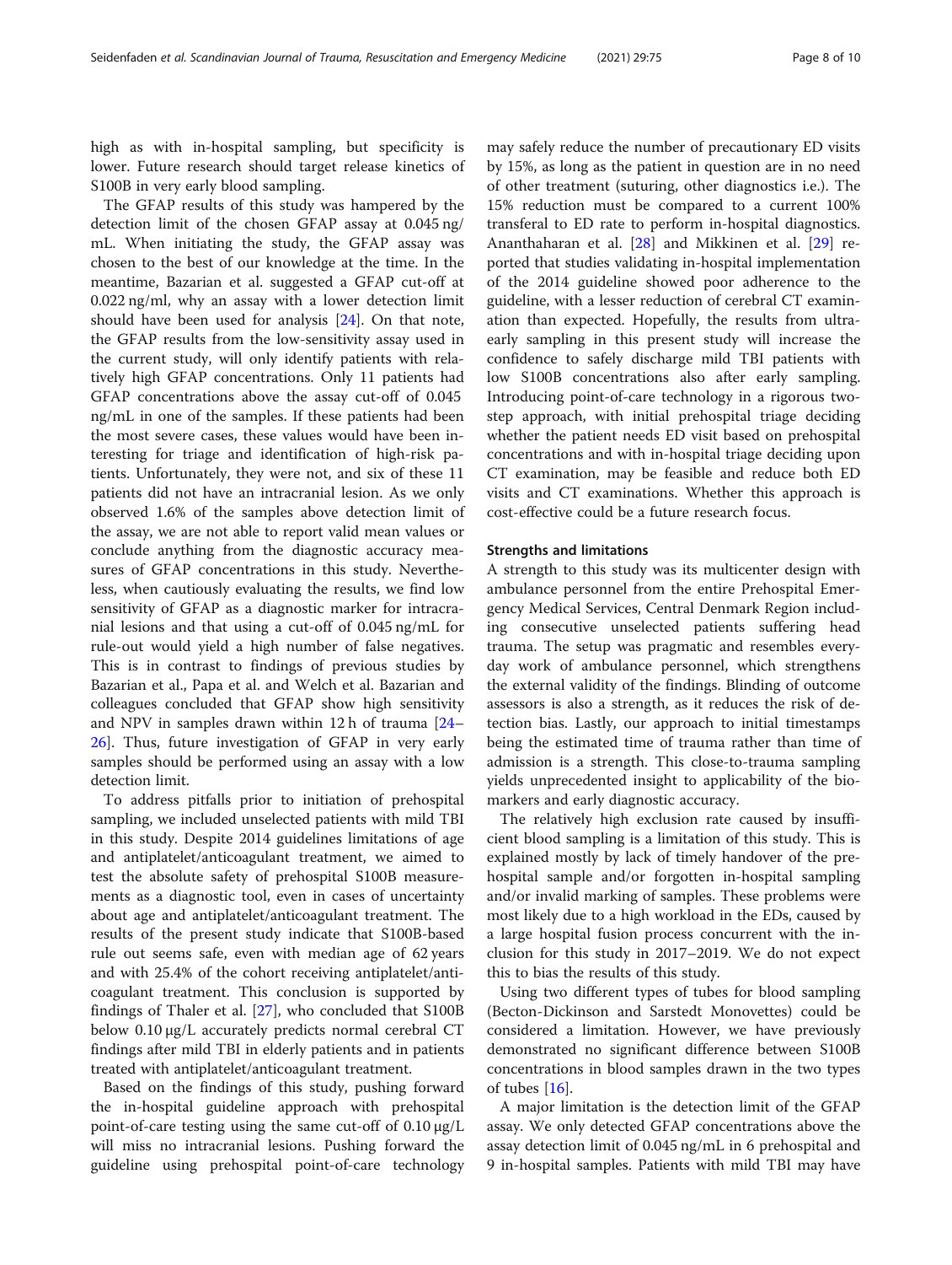high as with in-hospital sampling, but specificity is lower. Future research should target release kinetics of S100B in very early blood sampling.

The GFAP results of this study was hampered by the detection limit of the chosen GFAP assay at 0.045 ng/mL. When initiating the study, the GFAP assay was chosen to the best of our knowledge at the time. In the meantime, Bazarian et al. suggested a GFAP cut-off at 0.022 ng/ml, why an assay with a lower detection limit should have been used for analysis [24]. On that note, the GFAP results from the low-sensitivity assay used in the current study, will only identify patients with relatively high GFAP concentrations. Only 11 patients had GFAP concentrations above the assay cut-off of 0.045 ng/mL in one of the samples. If these patients had been the most severe cases, these values would have been interesting for triage and identification of high-risk patients. Unfortunately, they were not, and six of these 11 patients did not have an intracranial lesion. As we only observed 1.6% of the samples above detection limit of the assay, we are not able to report valid mean values or conclude anything from the diagnostic accuracy measures of GFAP concentrations in this study. Nevertheless, when cautiously evaluating the results, we find low sensitivity of GFAP as a diagnostic marker for intracranial lesions and that using a cut-off of 0.045 ng/mL for rule-out would yield a high number of false negatives. This is in contrast to findings of previous studies by Bazarian et al., Papa et al. and Welch et al. Bazarian and colleagues concluded that GFAP show high sensitivity and NPV in samples drawn within 12 h of trauma [24–26]. Thus, future investigation of GFAP in very early samples should be performed using an assay with a low detection limit.

To address pitfalls prior to initiation of prehospital sampling, we included unselected patients with mild TBI in this study. Despite 2014 guidelines limitations of age and antiplatelet/anticoagulant treatment, we aimed to test the absolute safety of prehospital S100B measurements as a diagnostic tool, even in cases of uncertainty about age and antiplatelet/anticoagulant treatment. The results of the present study indicate that S100B-based rule out seems safe, even with median age of 62 years and with 25.4% of the cohort receiving antiplatelet/anticoagulant treatment. This conclusion is supported by findings of Thaler et al. [27], who concluded that S100B below 0.10 μg/L accurately predicts normal cerebral CT findings after mild TBI in elderly patients and in patients treated with antiplatelet/anticoagulant treatment.

Based on the findings of this study, pushing forward the in-hospital guideline approach with prehospital point-of-care testing using the same cut-off of 0.10 μg/L will miss no intracranial lesions. Pushing forward the guideline using prehospital point-of-care technology may safely reduce the number of precautionary ED visits by 15%, as long as the patient in question are in no need of other treatment (suturing, other diagnostics i.e.). The 15% reduction must be compared to a current 100% transferal to ED rate to perform in-hospital diagnostics. Ananthaharan et al. [28] and Mikkinen et al. [29] reported that studies validating in-hospital implementation of the 2014 guideline showed poor adherence to the guideline, with a lesser reduction of cerebral CT examination than expected. Hopefully, the results from ultra-early sampling in this present study will increase the confidence to safely discharge mild TBI patients with low S100B concentrations also after early sampling. Introducing point-of-care technology in a rigorous two-step approach, with initial prehospital triage deciding whether the patient needs ED visit based on prehospital concentrations and with in-hospital triage deciding upon CT examination, may be feasible and reduce both ED visits and CT examinations. Whether this approach is cost-effective could be a future research focus.

### Strengths and limitations

A strength to this study was its multicenter design with ambulance personnel from the entire Prehospital Emergency Medical Services, Central Denmark Region including consecutive unselected patients suffering head trauma. The setup was pragmatic and resembles everyday work of ambulance personnel, which strengthens the external validity of the findings. Blinding of outcome assessors is also a strength, as it reduces the risk of detection bias. Lastly, our approach to initial timestamps being the estimated time of trauma rather than time of admission is a strength. This close-to-trauma sampling yields unprecedented insight to applicability of the biomarkers and early diagnostic accuracy.

The relatively high exclusion rate caused by insufficient blood sampling is a limitation of this study. This is explained mostly by lack of timely handover of the prehospital sample and/or forgotten in-hospital sampling and/or invalid marking of samples. These problems were most likely due to a high workload in the EDs, caused by a large hospital fusion process concurrent with the inclusion for this study in 2017–2019. We do not expect this to bias the results of this study.

Using two different types of tubes for blood sampling (Becton-Dickinson and Sarstedt Monovettes) could be considered a limitation. However, we have previously demonstrated no significant difference between S100B concentrations in blood samples drawn in the two types of tubes [16].

A major limitation is the detection limit of the GFAP assay. We only detected GFAP concentrations above the assay detection limit of 0.045 ng/mL in 6 prehospital and 9 in-hospital samples. Patients with mild TBI may have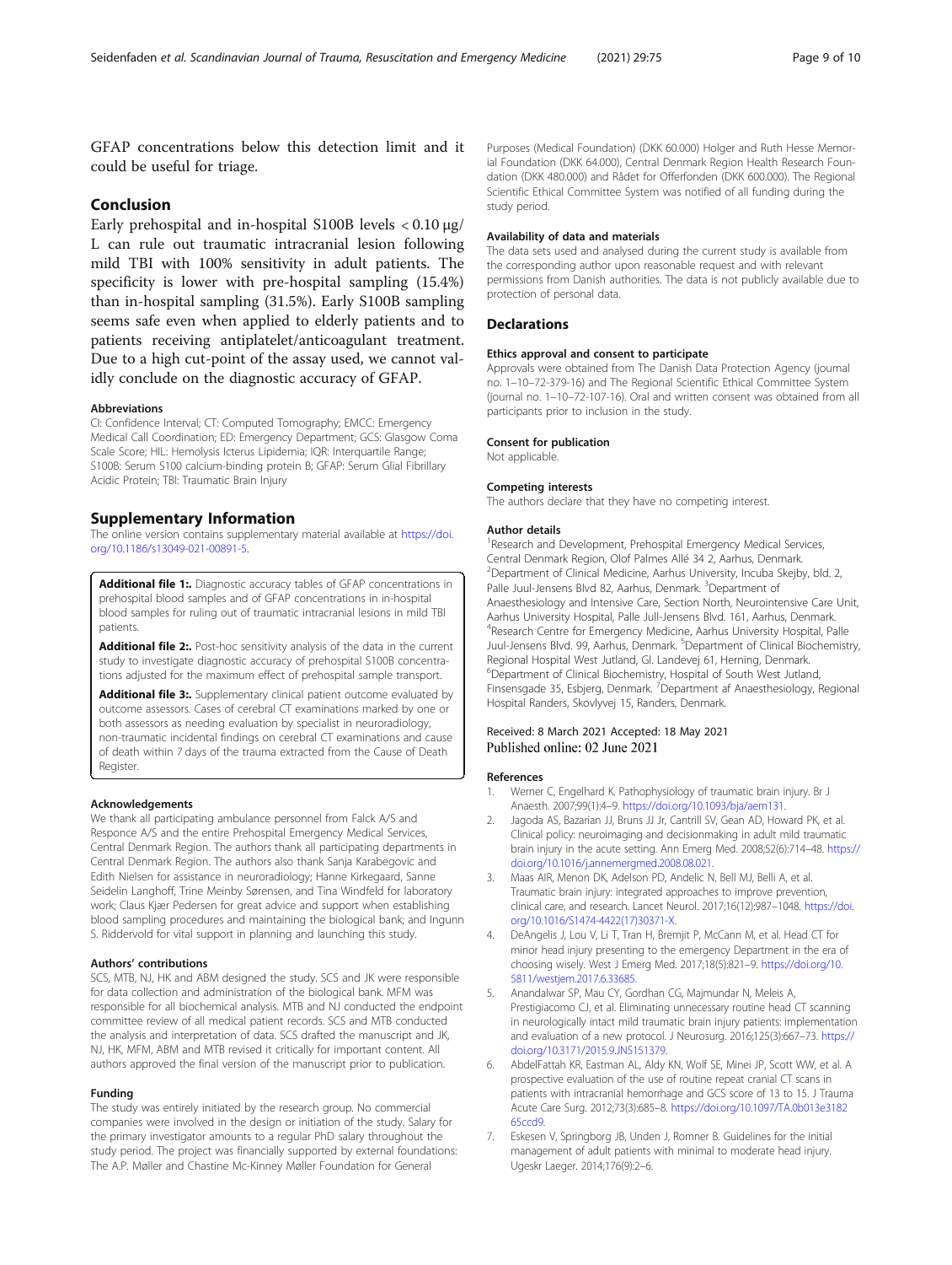GFAP concentrations below this detection limit and it could be useful for triage.

## Conclusion

Early prehospital and in-hospital S100B levels < 0.10 μg/L can rule out traumatic intracranial lesion following mild TBI with 100% sensitivity in adult patients. The specificity is lower with pre-hospital sampling (15.4%) than in-hospital sampling (31.5%). Early S100B sampling seems safe even when applied to elderly patients and to patients receiving antiplatelet/anticoagulant treatment. Due to a high cut-point of the assay used, we cannot validly conclude on the diagnostic accuracy of GFAP.

#### Abbreviations

CI: Confidence Interval; CT: Computed Tomography; EMCC: Emergency Medical Call Coordination; ED: Emergency Department; GCS: Glasgow Coma Scale Score; HIL: Hemolysis Icterus Lipidemia; IQR: Interquartile Range; S100B: Serum S100 calcium-binding protein B; GFAP: Serum Glial Fibrillary Acidic Protein; TBI: Traumatic Brain Injury

## Supplementary Information

The online version contains supplementary material available at https://doi.org/10.1186/s13049-021-00891-5.

**Additional file 1:.** Diagnostic accuracy tables of GFAP concentrations in prehospital blood samples and of GFAP concentrations in in-hospital blood samples for ruling out of traumatic intracranial lesions in mild TBI patients.

**Additional file 2:.** Post-hoc sensitivity analysis of the data in the current study to investigate diagnostic accuracy of prehospital S100B concentrations adjusted for the maximum effect of prehospital sample transport.

**Additional file 3:.** Supplementary clinical patient outcome evaluated by outcome assessors. Cases of cerebral CT examinations marked by one or both assessors as needing evaluation by specialist in neuroradiology, non-traumatic incidental findings on cerebral CT examinations and cause of death within 7 days of the trauma extracted from the Cause of Death Register.

#### Acknowledgements

We thank all participating ambulance personnel from Falck A/S and Responce A/S and the entire Prehospital Emergency Medical Services, Central Denmark Region. The authors thank all participating departments in Central Denmark Region. The authors also thank Sanja Karabegovic and Edith Nielsen for assistance in neuroradiology; Hanne Kirkegaard, Sanne Seidelin Langhoff, Trine Meinby Sørensen, and Tina Windfeld for laboratory work; Claus Kjær Pedersen for great advice and support when establishing blood sampling procedures and maintaining the biological bank; and Ingunn S. Riddervold for vital support in planning and launching this study.

#### Authors' contributions

SCS, MTB, NJ, HK and ABM designed the study. SCS and JK were responsible for data collection and administration of the biological bank. MFM was responsible for all biochemical analysis. MTB and NJ conducted the endpoint committee review of all medical patient records. SCS and MTB conducted the analysis and interpretation of data. SCS drafted the manuscript and JK, NJ, HK, MFM, ABM and MTB revised it critically for important content. All authors approved the final version of the manuscript prior to publication.

#### Funding

The study was entirely initiated by the research group. No commercial companies were involved in the design or initiation of the study. Salary for the primary investigator amounts to a regular PhD salary throughout the study period. The project was financially supported by external foundations: The A.P. Møller and Chastine Mc-Kinney Møller Foundation for General Purposes (Medical Foundation) (DKK 60.000) Holger and Ruth Hesse Memorial Foundation (DKK 64.000), Central Denmark Region Health Research Foundation (DKK 480.000) and Rådet for Offerfonden (DKK 600.000). The Regional Scientific Ethical Committee System was notified of all funding during the study period.

#### Availability of data and materials

The data sets used and analysed during the current study is available from the corresponding author upon reasonable request and with relevant permissions from Danish authorities. The data is not publicly available due to protection of personal data.

## Declarations

#### Ethics approval and consent to participate

Approvals were obtained from The Danish Data Protection Agency (journal no. 1–10–72-379-16) and The Regional Scientific Ethical Committee System (journal no. 1–10–72-107-16). Oral and written consent was obtained from all participants prior to inclusion in the study.

#### Consent for publication

Not applicable.

#### Competing interests

The authors declare that they have no competing interest.

#### Author details

[1]Research and Development, Prehospital Emergency Medical Services, Central Denmark Region, Olof Palmes Allé 34 2, Aarhus, Denmark. [2]Department of Clinical Medicine, Aarhus University, Incuba Skejby, bld. 2, Palle Juul-Jensens Blvd 82, Aarhus, Denmark. [3]Department of Anaesthesiology and Intensive Care, Section North, Neurointensive Care Unit, Aarhus University Hospital, Palle Jull-Jensens Blvd. 161, Aarhus, Denmark. [4]Research Centre for Emergency Medicine, Aarhus University Hospital, Palle Juul-Jensens Blvd. 99, Aarhus, Denmark. [5]Department of Clinical Biochemistry, Regional Hospital West Jutland, Gl. Landevej 61, Herning, Denmark. [6]Department of Clinical Biochemistry, Hospital of South West Jutland, Finsensgade 35, Esbjerg, Denmark. [7]Department af Anaesthesiology, Regional Hospital Randers, Skovlyvej 15, Randers, Denmark.

Received: 8 March 2021 Accepted: 18 May 2021
Published online: 02 June 2021

#### References

1. Werner C, Engelhard K. Pathophysiology of traumatic brain injury. Br J Anaesth. 2007;99(1):4–9. https://doi.org/10.1093/bja/aem131.
2. Jagoda AS, Bazarian JJ, Bruns JJ Jr, Cantrill SV, Gean AD, Howard PK, et al. Clinical policy: neuroimaging and decisionmaking in adult mild traumatic brain injury in the acute setting. Ann Emerg Med. 2008;52(6):714–48. https://doi.org/10.1016/j.annemergmed.2008.08.021.
3. Maas AIR, Menon DK, Adelson PD, Andelic N, Bell MJ, Belli A, et al. Traumatic brain injury: integrated approaches to improve prevention, clinical care, and research. Lancet Neurol. 2017;16(12):987–1048. https://doi.org/10.1016/S1474-4422(17)30371-X.
4. DeAngelis J, Lou V, Li T, Tran H, Bremjit P, McCann M, et al. Head CT for minor head injury presenting to the emergency Department in the era of choosing wisely. West J Emerg Med. 2017;18(5):821–9. https://doi.org/10.5811/westjem.2017.6.33685.
5. Anandalwar SP, Mau CY, Gordhan CG, Majmundar N, Meleis A, Prestigiacomo CJ, et al. Eliminating unnecessary routine head CT scanning in neurologically intact mild traumatic brain injury patients: implementation and evaluation of a new protocol. J Neurosurg. 2016;125(3):667–73. https://doi.org/10.3171/2015.9.JNS151379.
6. AbdelFattah KR, Eastman AL, Aldy KN, Wolf SE, Minei JP, Scott WW, et al. A prospective evaluation of the use of routine repeat cranial CT scans in patients with intracranial hemorrhage and GCS score of 13 to 15. J Trauma Acute Care Surg. 2012;73(3):685–8. https://doi.org/10.1097/TA.0b013e318265ccd9.
7. Eskesen V, Springborg JB, Unden J, Romner B. Guidelines for the initial management of adult patients with minimal to moderate head injury. Ugeskr Laeger. 2014;176(9):2–6.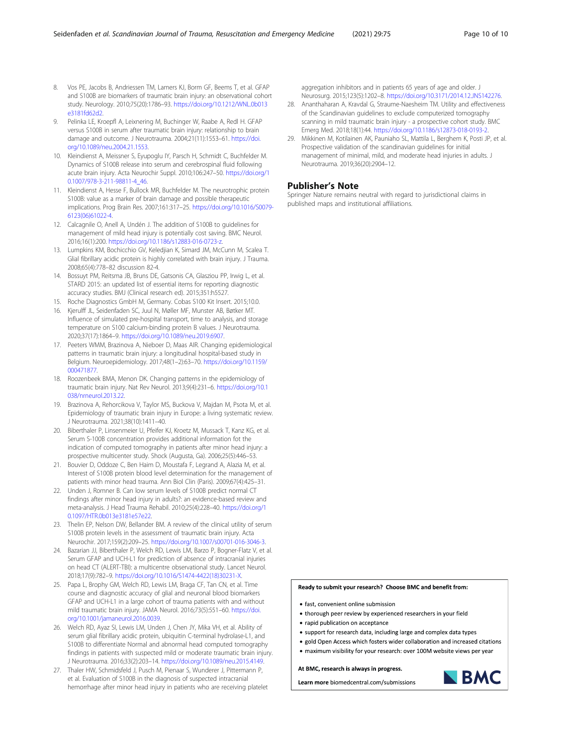8. Vos PE, Jacobs B, Andriessen TM, Lamers KJ, Borm GF, Beems T, et al. GFAP and S100B are biomarkers of traumatic brain injury: an observational cohort study. Neurology. 2010;75(20):1786–93. https://doi.org/10.1212/WNL.0b013e3181fd62d2.
9. Pelinka LE, Kroepfl A, Leixnering M, Buchinger W, Raabe A, Redl H. GFAP versus S100B in serum after traumatic brain injury: relationship to brain damage and outcome. J Neurotrauma. 2004;21(11):1553–61. https://doi.org/10.1089/neu.2004.21.1553.
10. Kleindienst A, Meissner S, Eyupoglu IY, Parsch H, Schmidt C, Buchfelder M. Dynamics of S100B release into serum and cerebrospinal fluid following acute brain injury. Acta Neurochir Suppl. 2010;106:247–50. https://doi.org/10.1007/978-3-211-98811-4_46.
11. Kleindienst A, Hesse F, Bullock MR, Buchfelder M. The neurotrophic protein S100B: value as a marker of brain damage and possible therapeutic implications. Prog Brain Res. 2007;161:317–25. https://doi.org/10.1016/S0079-6123(06)61022-4.
12. Calcagnile O, Anell A, Undén J. The addition of S100B to guidelines for management of mild head injury is potentially cost saving. BMC Neurol. 2016;16(1):200. https://doi.org/10.1186/s12883-016-0723-z.
13. Lumpkins KM, Bochicchio GV, Keledjian K, Simard JM, McCunn M, Scalea T. Glial fibrillary acidic protein is highly correlated with brain injury. J Trauma. 2008;65(4):778–82 discussion 82-4.
14. Bossuyt PM, Reitsma JB, Bruns DE, Gatsonis CA, Glasziou PP, Irwig L, et al. STARD 2015: an updated list of essential items for reporting diagnostic accuracy studies. BMJ (Clinical research ed). 2015;351:h5527.
15. Roche Diagnostics GmbH M, Germany. Cobas S100 Kit Insert. 2015;10.0.
16. Kjerulff JL, Seidenfaden SC, Juul N, Møller MF, Munster AB, Bøtker MT. Influence of simulated pre-hospital transport, time to analysis, and storage temperature on S100 calcium-binding protein B values. J Neurotrauma. 2020;37(17):1864–9. https://doi.org/10.1089/neu.2019.6907.
17. Peeters WMM, Brazinova A, Nieboer D, Maas AIR. Changing epidemiological patterns in traumatic brain injury: a longitudinal hospital-based study in Belgium. Neuroepidemiology. 2017;48(1–2):63–70. https://doi.org/10.1159/000471877.
18. Roozenbeek BMA, Menon DK. Changing patterns in the epidemiology of traumatic brain injury. Nat Rev Neurol. 2013;9(4):231–6. https://doi.org/10.1038/nrneurol.2013.22.
19. Brazinova A, Rehorcikova V, Taylor MS, Buckova V, Majdan M, Psota M, et al. Epidemiology of traumatic brain injury in Europe: a living systematic review. J Neurotrauma. 2021;38(10):1411–40.
20. Biberthaler P, Linsenmeier U, Pfeifer KJ, Kroetz M, Mussack T, Kanz KG, et al. Serum S-100B concentration provides additional information fot the indication of computed tomography in patients after minor head injury: a prospective multicenter study. Shock (Augusta, Ga). 2006;25(5):446–53.
21. Bouvier D, Oddoze C, Ben Haim D, Moustafa F, Legrand A, Alazia M, et al. Interest of S100B protein blood level determination for the management of patients with minor head trauma. Ann Biol Clin (Paris). 2009;67(4):425–31.
22. Unden J, Romner B. Can low serum levels of S100B predict normal CT findings after minor head injury in adults?: an evidence-based review and meta-analysis. J Head Trauma Rehabil. 2010;25(4):228–40. https://doi.org/10.1097/HTR.0b013e3181e57e22.
23. Thelin EP, Nelson DW, Bellander BM. A review of the clinical utility of serum S100B protein levels in the assessment of traumatic brain injury. Acta Neurochir. 2017;159(2):209–25. https://doi.org/10.1007/s00701-016-3046-3.
24. Bazarian JJ, Biberthaler P, Welch RD, Lewis LM, Barzo P, Bogner-Flatz V, et al. Serum GFAP and UCH-L1 for prediction of absence of intracranial injuries on head CT (ALERT-TBI): a multicentre observational study. Lancet Neurol. 2018;17(9):782–9. https://doi.org/10.1016/S1474-4422(18)30231-X.
25. Papa L, Brophy GM, Welch RD, Lewis LM, Braga CF, Tan CN, et al. Time course and diagnostic accuracy of glial and neuronal blood biomarkers GFAP and UCH-L1 in a large cohort of trauma patients with and without mild traumatic brain injury. JAMA Neurol. 2016;73(5):551–60. https://doi.org/10.1001/jamaneurol.2016.0039.
26. Welch RD, Ayaz SI, Lewis LM, Unden J, Chen JY, Mika VH, et al. Ability of serum glial fibrillary acidic protein, ubiquitin C-terminal hydrolase-L1, and S100B to differentiate Normal and abnormal head computed tomography findings in patients with suspected mild or moderate traumatic brain injury. J Neurotrauma. 2016;33(2):203–14. https://doi.org/10.1089/neu.2015.4149.
27. Thaler HW, Schmidsfeld J, Pusch M, Pienaar S, Wunderer J, Pittermann P, et al. Evaluation of S100B in the diagnosis of suspected intracranial hemorrhage after minor head injury in patients who are receiving platelet aggregation inhibitors and in patients 65 years of age and older. J Neurosurg. 2015;123(5):1202–8. https://doi.org/10.3171/2014.12.JNS142276.
28. Ananthaharan A, Kravdal G, Straume-Naesheim TM. Utility and effectiveness of the Scandinavian guidelines to exclude computerized tomography scanning in mild traumatic brain injury - a prospective cohort study. BMC Emerg Med. 2018;18(1):44. https://doi.org/10.1186/s12873-018-0193-2.
29. Mikkinen M, Kotilainen AK, Pauniaho SL, Mattila L, Berghem K, Posti JP, et al. Prospective validation of the scandinavian guidelines for initial management of minimal, mild, and moderate head injuries in adults. J Neurotrauma. 2019;36(20):2904–12.

## Publisher's Note

Springer Nature remains neutral with regard to jurisdictional claims in published maps and institutional affiliations.